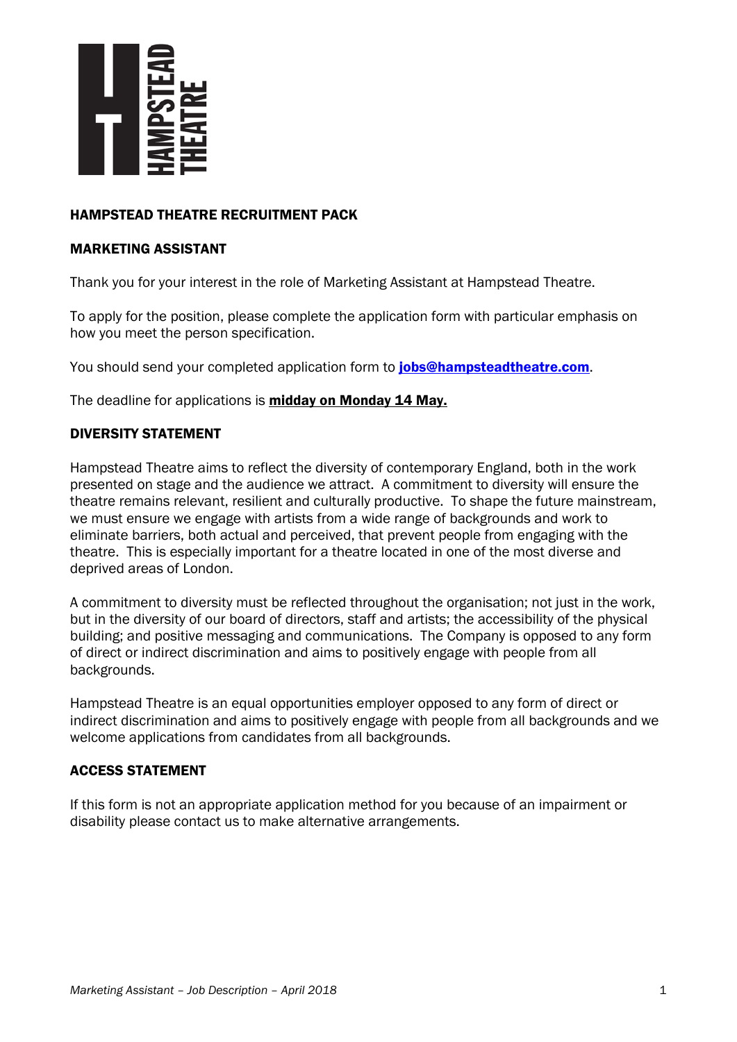# HAMPSTEAD THEATRE RECRUITMENT PACK

## MARKETING ASSISTANT

Thank you for your interest in the role of Marketing Assistant at Hampstead Theatre.

To apply for the position, please complete the application form with particular emphasis on how you meet the person specification.

You should send your completed application form to **jobs@hampsteadtheatre.com**.

The deadline for applications is **midday on Monday 14 May.**

## DIVERSITY STATEMENT

Hampstead Theatre aims to reflect the diversity of contemporary England, both in the work presented on stage and the audience we attract. A commitment to diversity will ensure the theatre remains relevant, resilient and culturally productive. To shape the future mainstream, we must ensure we engage with artists from a wide range of backgrounds and work to eliminate barriers, both actual and perceived, that prevent people from engaging with the theatre. This is especially important for a theatre located in one of the most diverse and deprived areas of London.

A commitment to diversity must be reflected throughout the organisation; not just in the work, but in the diversity of our board of directors, staff and artists; the accessibility of the physical building; and positive messaging and communications. The Company is opposed to any form of direct or indirect discrimination and aims to positively engage with people from all backgrounds.

Hampstead Theatre is an equal opportunities employer opposed to any form of direct or indirect discrimination and aims to positively engage with people from all backgrounds and we welcome applications from candidates from all backgrounds.

## ACCESS STATEMENT

If this form is not an appropriate application method for you because of an impairment or disability please contact us to make alternative arrangements.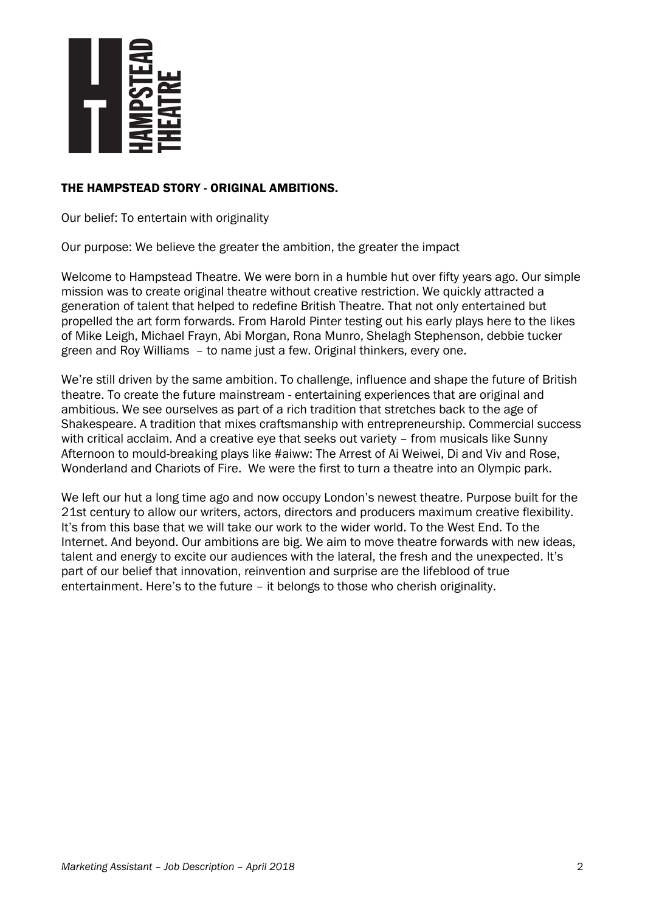## THE HAMPSTEAD STORY - ORIGINAL AMBITIONS.

Our belief: To entertain with originality

Our purpose: We believe the greater the ambition, the greater the impact

Welcome to Hampstead Theatre. We were born in a humble hut over fifty years ago. Our simple mission was to create original theatre without creative restriction. We quickly attracted a generation of talent that helped to redefine British Theatre. That not only entertained but propelled the art form forwards. From Harold Pinter testing out his early plays here to the likes of Mike Leigh, Michael Frayn, Abi Morgan, Rona Munro, Shelagh Stephenson, debbie tucker green and Roy Williams – to name just a few. Original thinkers, every one.

We're still driven by the same ambition. To challenge, influence and shape the future of British theatre. To create the future mainstream - entertaining experiences that are original and ambitious. We see ourselves as part of a rich tradition that stretches back to the age of Shakespeare. A tradition that mixes craftsmanship with entrepreneurship. Commercial success with critical acclaim. And a creative eye that seeks out variety – from musicals like Sunny Afternoon to mould-breaking plays like #aiww: The Arrest of Ai Weiwei, Di and Viv and Rose, Wonderland and Chariots of Fire. We were the first to turn a theatre into an Olympic park.

We left our hut a long time ago and now occupy London's newest theatre. Purpose built for the 21st century to allow our writers, actors, directors and producers maximum creative flexibility. It's from this base that we will take our work to the wider world. To the West End. To the Internet. And beyond. Our ambitions are big. We aim to move theatre forwards with new ideas, talent and energy to excite our audiences with the lateral, the fresh and the unexpected. It's part of our belief that innovation, reinvention and surprise are the lifeblood of true entertainment. Here's to the future – it belongs to those who cherish originality.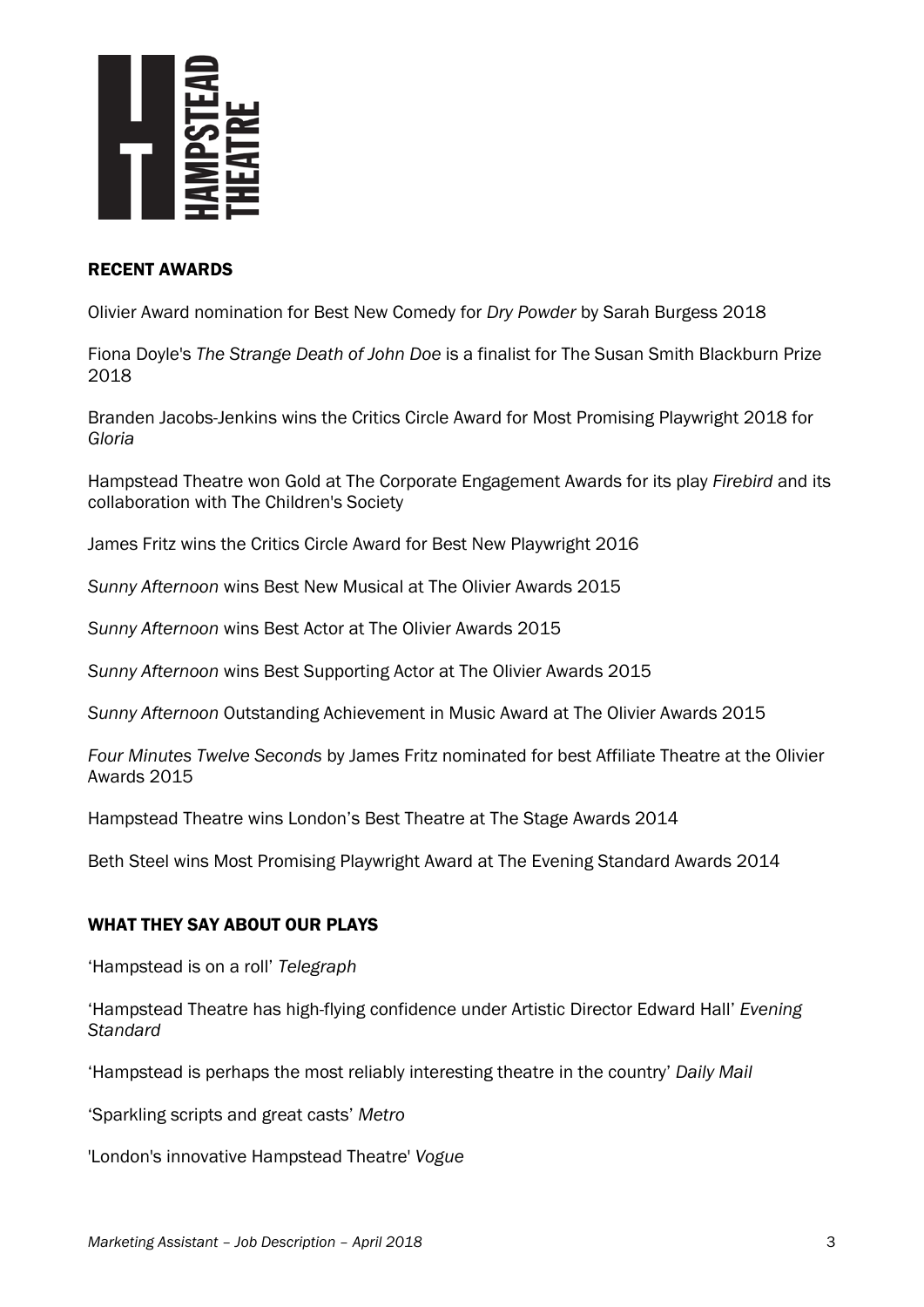## RECENT AWARDS

Olivier Award nomination for Best New Comedy for *Dry Powder* by Sarah Burgess 2018

Fiona Doyle's *The Strange Death of John Doe* is a finalist for The Susan Smith Blackburn Prize 2018

Branden Jacobs-Jenkins wins the Critics Circle Award for Most Promising Playwright 2018 for *Gloria*

Hampstead Theatre won Gold at The Corporate Engagement Awards for its play *Firebird* and its collaboration with The Children's Society

James Fritz wins the Critics Circle Award for Best New Playwright 2016

*Sunny Afternoon* wins Best New Musical at The Olivier Awards 2015

*Sunny Afternoon* wins Best Actor at The Olivier Awards 2015

*Sunny Afternoon* wins Best Supporting Actor at The Olivier Awards 2015

*Sunny Afternoon* Outstanding Achievement in Music Award at The Olivier Awards 2015

*Four Minutes Twelve Seconds* by James Fritz nominated for best Affiliate Theatre at the Olivier Awards 2015

Hampstead Theatre wins London's Best Theatre at The Stage Awards 2014

Beth Steel wins Most Promising Playwright Award at The Evening Standard Awards 2014

## WHAT THEY SAY ABOUT OUR PLAYS

'Hampstead is on a roll' *Telegraph*

'Hampstead Theatre has high-flying confidence under Artistic Director Edward Hall' *Evening Standard*

'Hampstead is perhaps the most reliably interesting theatre in the country' *Daily Mail*

'Sparkling scripts and great casts' *Metro*

'London's innovative Hampstead Theatre' *Vogue*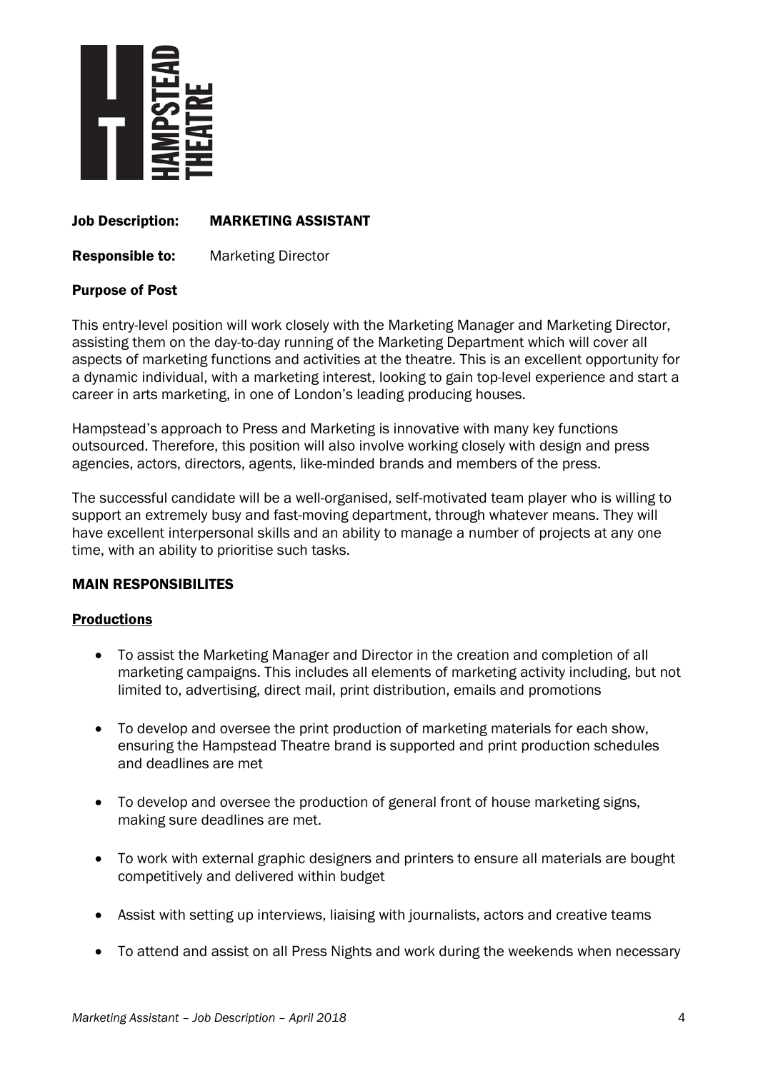**Job Description:** **MARKETING ASSISTANT**

**Responsible to:** Marketing Director

**Purpose of Post**

This entry-level position will work closely with the Marketing Manager and Marketing Director, assisting them on the day-to-day running of the Marketing Department which will cover all aspects of marketing functions and activities at the theatre. This is an excellent opportunity for a dynamic individual, with a marketing interest, looking to gain top-level experience and start a career in arts marketing, in one of London's leading producing houses.

Hampstead's approach to Press and Marketing is innovative with many key functions outsourced. Therefore, this position will also involve working closely with design and press agencies, actors, directors, agents, like-minded brands and members of the press.

The successful candidate will be a well-organised, self-motivated team player who is willing to support an extremely busy and fast-moving department, through whatever means. They will have excellent interpersonal skills and an ability to manage a number of projects at any one time, with an ability to prioritise such tasks.

**MAIN RESPONSIBILITES**

**Productions**

- To assist the Marketing Manager and Director in the creation and completion of all marketing campaigns. This includes all elements of marketing activity including, but not limited to, advertising, direct mail, print distribution, emails and promotions
- To develop and oversee the print production of marketing materials for each show, ensuring the Hampstead Theatre brand is supported and print production schedules and deadlines are met
- To develop and oversee the production of general front of house marketing signs, making sure deadlines are met.
- To work with external graphic designers and printers to ensure all materials are bought competitively and delivered within budget
- Assist with setting up interviews, liaising with journalists, actors and creative teams
- To attend and assist on all Press Nights and work during the weekends when necessary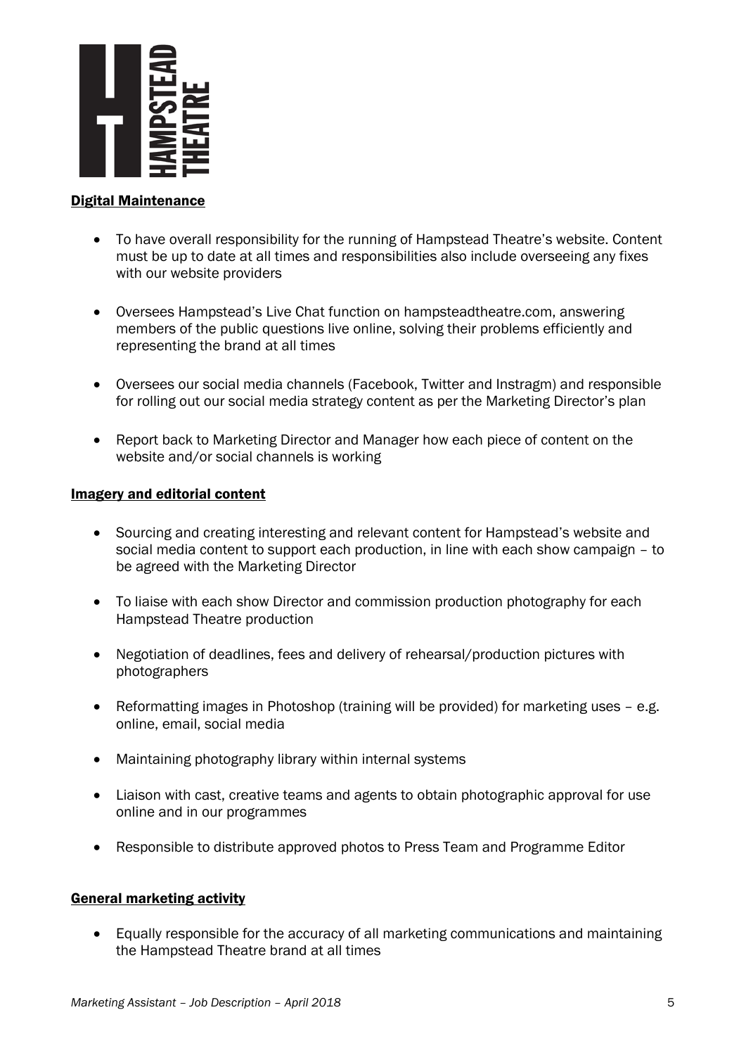**Digital Maintenance**

- To have overall responsibility for the running of Hampstead Theatre's website. Content must be up to date at all times and responsibilities also include overseeing any fixes with our website providers

- Oversees Hampstead's Live Chat function on hampsteadtheatre.com, answering members of the public questions live online, solving their problems efficiently and representing the brand at all times

- Oversees our social media channels (Facebook, Twitter and Instragm) and responsible for rolling out our social media strategy content as per the Marketing Director's plan

- Report back to Marketing Director and Manager how each piece of content on the website and/or social channels is working

**Imagery and editorial content**

- Sourcing and creating interesting and relevant content for Hampstead's website and social media content to support each production, in line with each show campaign – to be agreed with the Marketing Director

- To liaise with each show Director and commission production photography for each Hampstead Theatre production

- Negotiation of deadlines, fees and delivery of rehearsal/production pictures with photographers

- Reformatting images in Photoshop (training will be provided) for marketing uses – e.g. online, email, social media

- Maintaining photography library within internal systems

- Liaison with cast, creative teams and agents to obtain photographic approval for use online and in our programmes

- Responsible to distribute approved photos to Press Team and Programme Editor

**General marketing activity**

- Equally responsible for the accuracy of all marketing communications and maintaining the Hampstead Theatre brand at all times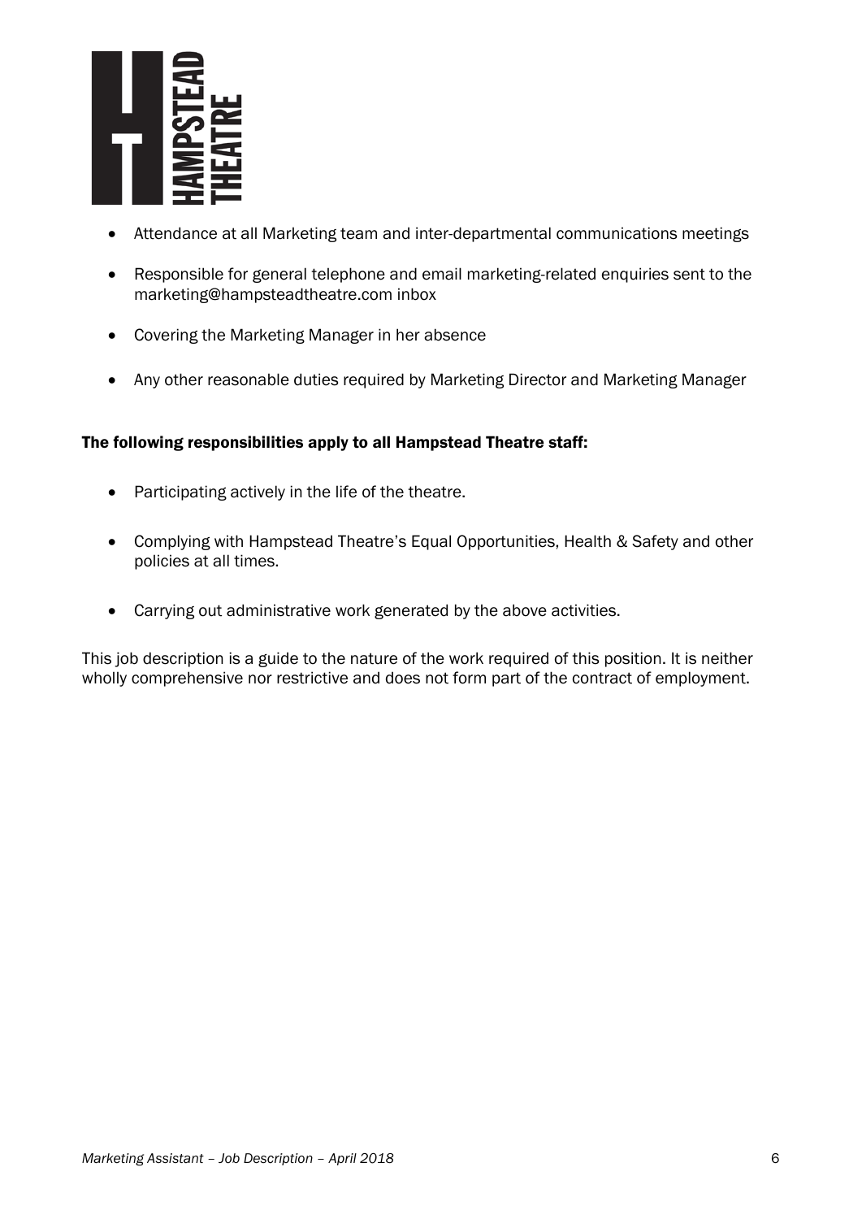- Attendance at all Marketing team and inter-departmental communications meetings
- Responsible for general telephone and email marketing-related enquiries sent to the marketing@hampsteadtheatre.com inbox
- Covering the Marketing Manager in her absence
- Any other reasonable duties required by Marketing Director and Marketing Manager

**The following responsibilities apply to all Hampstead Theatre staff:**

- Participating actively in the life of the theatre.
- Complying with Hampstead Theatre's Equal Opportunities, Health & Safety and other policies at all times.
- Carrying out administrative work generated by the above activities.

This job description is a guide to the nature of the work required of this position. It is neither wholly comprehensive nor restrictive and does not form part of the contract of employment.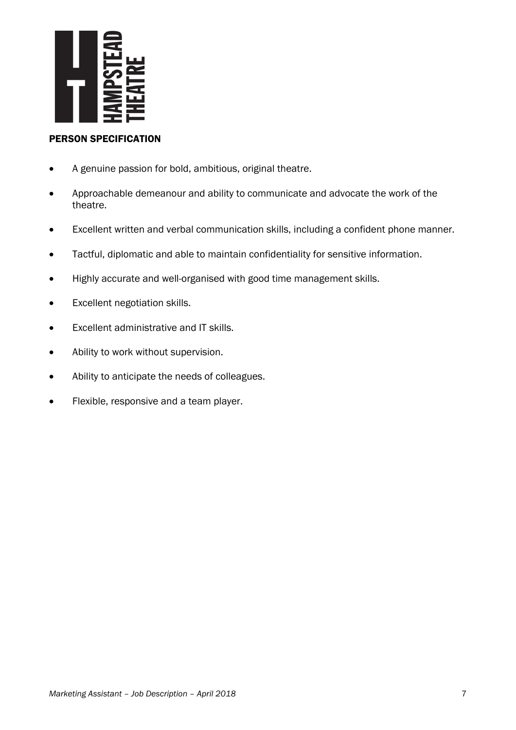## PERSON SPECIFICATION

- A genuine passion for bold, ambitious, original theatre.
- Approachable demeanour and ability to communicate and advocate the work of the theatre.
- Excellent written and verbal communication skills, including a confident phone manner.
- Tactful, diplomatic and able to maintain confidentiality for sensitive information.
- Highly accurate and well-organised with good time management skills.
- Excellent negotiation skills.
- Excellent administrative and IT skills.
- Ability to work without supervision.
- Ability to anticipate the needs of colleagues.
- Flexible, responsive and a team player.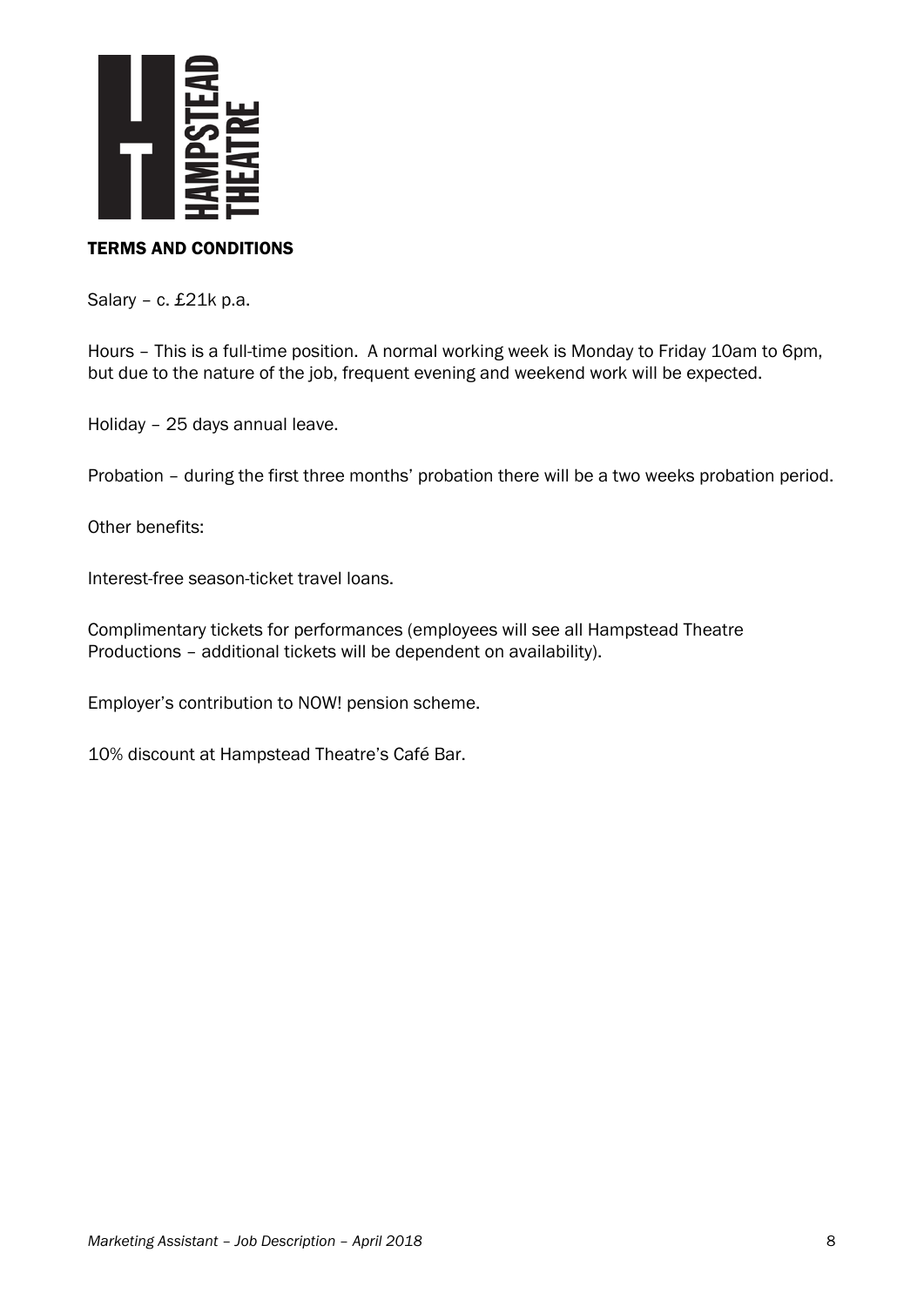HAMPSTEAD THEATRE

## TERMS AND CONDITIONS

Salary – c. £21k p.a.

Hours – This is a full-time position. A normal working week is Monday to Friday 10am to 6pm, but due to the nature of the job, frequent evening and weekend work will be expected.

Holiday – 25 days annual leave.

Probation – during the first three months' probation there will be a two weeks probation period.

Other benefits:

Interest-free season-ticket travel loans.

Complimentary tickets for performances (employees will see all Hampstead Theatre Productions – additional tickets will be dependent on availability).

Employer's contribution to NOW! pension scheme.

10% discount at Hampstead Theatre's Café Bar.